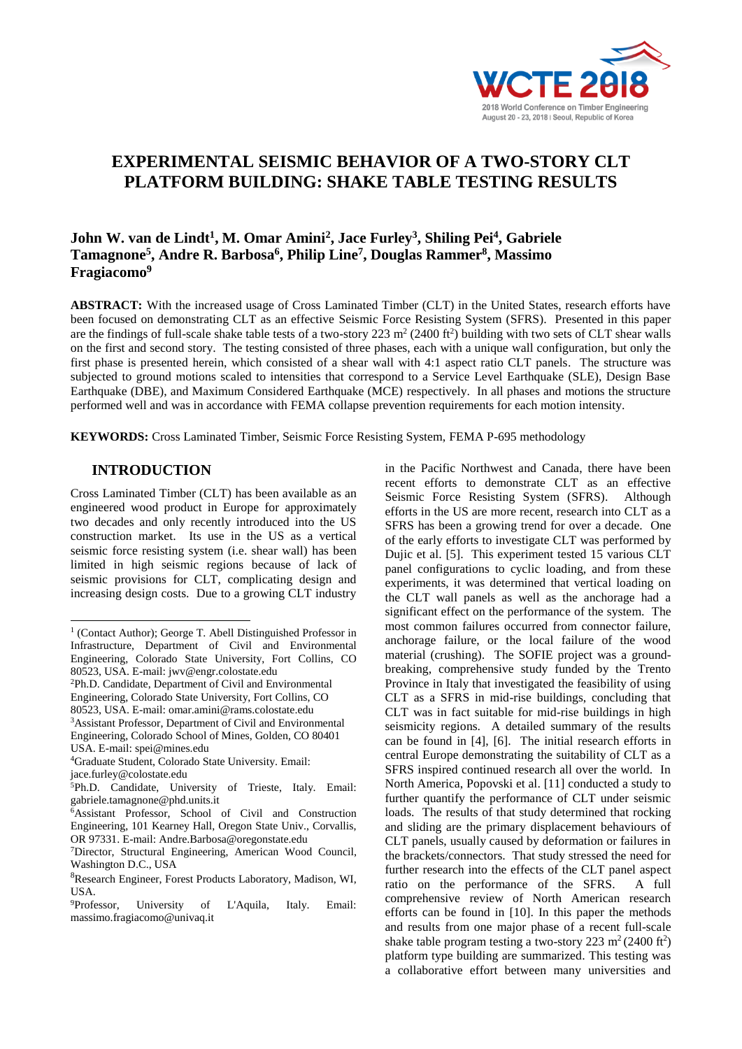# EXPERIMENTAL SEISMIC BEHAVIOR OF A TWO-STORY CLT PLATFORM BUILDING: SHAKE TABLE TESTING RESULTS

**John W. van de Lindt[1], M. Omar Amini[2], Jace Furley[3], Shiling Pei[4], Gabriele Tamagnone[5], Andre R. Barbosa[6], Philip Line[7], Douglas Rammer[8], Massimo Fragiacomo[9]**

**ABSTRACT:** With the increased usage of Cross Laminated Timber (CLT) in the United States, research efforts have been focused on demonstrating CLT as an effective Seismic Force Resisting System (SFRS). Presented in this paper are the findings of full-scale shake table tests of a two-story 223 m$^2$ (2400 ft$^2$) building with two sets of CLT shear walls on the first and second story. The testing consisted of three phases, each with a unique wall configuration, but only the first phase is presented herein, which consisted of a shear wall with 4:1 aspect ratio CLT panels. The structure was subjected to ground motions scaled to intensities that correspond to a Service Level Earthquake (SLE), Design Base Earthquake (DBE), and Maximum Considered Earthquake (MCE) respectively. In all phases and motions the structure performed well and was in accordance with FEMA collapse prevention requirements for each motion intensity.

**KEYWORDS:** Cross Laminated Timber, Seismic Force Resisting System, FEMA P-695 methodology

## INTRODUCTION

Cross Laminated Timber (CLT) has been available as an engineered wood product in Europe for approximately two decades and only recently introduced into the US construction market. Its use in the US as a vertical seismic force resisting system (i.e. shear wall) has been limited in high seismic regions because of lack of seismic provisions for CLT, complicating design and increasing design costs. Due to a growing CLT industry in the Pacific Northwest and Canada, there have been recent efforts to demonstrate CLT as an effective Seismic Force Resisting System (SFRS). Although efforts in the US are more recent, research into CLT as a SFRS has been a growing trend for over a decade. One of the early efforts to investigate CLT was performed by Dujic et al. [5]. This experiment tested 15 various CLT panel configurations to cyclic loading, and from these experiments, it was determined that vertical loading on the CLT wall panels as well as the anchorage had a significant effect on the performance of the system. The most common failures occurred from connector failure, anchorage failure, or the local failure of the wood material (crushing). The SOFIE project was a ground-breaking, comprehensive study funded by the Trento Province in Italy that investigated the feasibility of using CLT as a SFRS in mid-rise buildings, concluding that CLT was in fact suitable for mid-rise buildings in high seismicity regions. A detailed summary of the results can be found in [4], [6]. The initial research efforts in central Europe demonstrating the suitability of CLT as a SFRS inspired continued research all over the world. In North America, Popovski et al. [11] conducted a study to further quantify the performance of CLT under seismic loads. The results of that study determined that rocking and sliding are the primary displacement behaviours of CLT panels, usually caused by deformation or failures in the brackets/connectors. That study stressed the need for further research into the effects of the CLT panel aspect ratio on the performance of the SFRS. A full comprehensive review of North American research efforts can be found in [10]. In this paper the methods and results from one major phase of a recent full-scale shake table program testing a two-story 223 m$^2$ (2400 ft$^2$) platform type building are summarized. This testing was a collaborative effort between many universities and

---

[1] (Contact Author); George T. Abell Distinguished Professor in Infrastructure, Department of Civil and Environmental Engineering, Colorado State University, Fort Collins, CO 80523, USA. E-mail: jwv@engr.colostate.edu

[2] Ph.D. Candidate, Department of Civil and Environmental Engineering, Colorado State University, Fort Collins, CO 80523, USA. E-mail: omar.amini@rams.colostate.edu

[3] Assistant Professor, Department of Civil and Environmental Engineering, Colorado School of Mines, Golden, CO 80401 USA. E-mail: spei@mines.edu

[4] Graduate Student, Colorado State University. Email: jace.furley@colostate.edu

[5] Ph.D. Candidate, University of Trieste, Italy. Email: gabriele.tamagnone@phd.units.it

[6] Assistant Professor, School of Civil and Construction Engineering, 101 Kearney Hall, Oregon State Univ., Corvallis, OR 97331. E-mail: Andre.Barbosa@oregonstate.edu

[7] Director, Structural Engineering, American Wood Council, Washington D.C., USA

[8] Research Engineer, Forest Products Laboratory, Madison, WI, USA.

[9] Professor, University of L'Aquila, Italy. Email: massimo.fragiacomo@univaq.it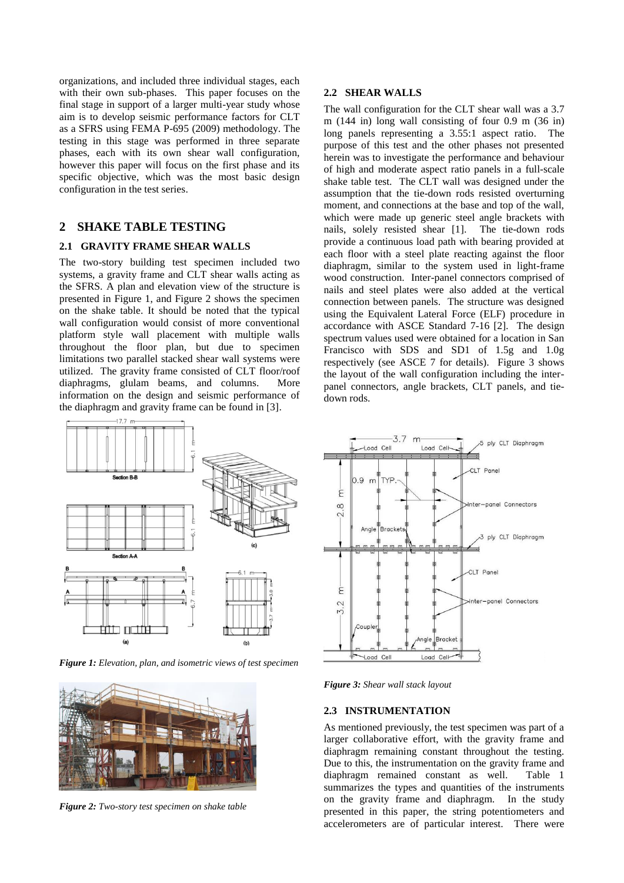organizations, and included three individual stages, each with their own sub-phases. This paper focuses on the final stage in support of a larger multi-year study whose aim is to develop seismic performance factors for CLT as a SFRS using FEMA P-695 (2009) methodology. The testing in this stage was performed in three separate phases, each with its own shear wall configuration, however this paper will focus on the first phase and its specific objective, which was the most basic design configuration in the test series.

## 2 SHAKE TABLE TESTING

### 2.1 GRAVITY FRAME SHEAR WALLS

The two-story building test specimen included two systems, a gravity frame and CLT shear walls acting as the SFRS. A plan and elevation view of the structure is presented in Figure 1, and Figure 2 shows the specimen on the shake table. It should be noted that the typical wall configuration would consist of more conventional platform style wall placement with multiple walls throughout the floor plan, but due to specimen limitations two parallel stacked shear wall systems were utilized. The gravity frame consisted of CLT floor/roof diaphragms, glulam beams, and columns. More information on the design and seismic performance of the diaphragm and gravity frame can be found in [3].

*Figure 1: Elevation, plan, and isometric views of test specimen*

*Figure 2: Two-story test specimen on shake table*

### 2.2 SHEAR WALLS

The wall configuration for the CLT shear wall was a 3.7 m (144 in) long wall consisting of four 0.9 m (36 in) long panels representing a 3.55:1 aspect ratio. The purpose of this test and the other phases not presented herein was to investigate the performance and behaviour of high and moderate aspect ratio panels in a full-scale shake table test. The CLT wall was designed under the assumption that the tie-down rods resisted overturning moment, and connections at the base and top of the wall, which were made up generic steel angle brackets with nails, solely resisted shear [1]. The tie-down rods provide a continuous load path with bearing provided at each floor with a steel plate reacting against the floor diaphragm, similar to the system used in light-frame wood construction. Inter-panel connectors comprised of nails and steel plates were also added at the vertical connection between panels. The structure was designed using the Equivalent Lateral Force (ELF) procedure in accordance with ASCE Standard 7-16 [2]. The design spectrum values used were obtained for a location in San Francisco with SDS and SD1 of 1.5g and 1.0g respectively (see ASCE 7 for details). Figure 3 shows the layout of the wall configuration including the inter-panel connectors, angle brackets, CLT panels, and tie-down rods.

*Figure 3: Shear wall stack layout*

### 2.3 INSTRUMENTATION

As mentioned previously, the test specimen was part of a larger collaborative effort, with the gravity frame and diaphragm remaining constant throughout the testing. Due to this, the instrumentation on the gravity frame and diaphragm remained constant as well. Table 1 summarizes the types and quantities of the instruments on the gravity frame and diaphragm. In the study presented in this paper, the string potentiometers and accelerometers are of particular interest. There were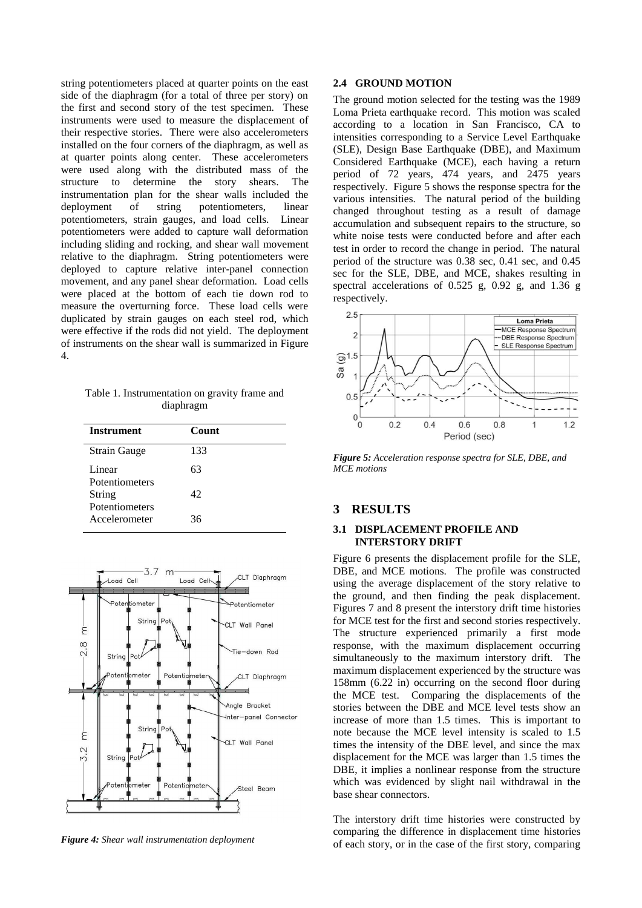string potentiometers placed at quarter points on the east side of the diaphragm (for a total of three per story) on the first and second story of the test specimen. These instruments were used to measure the displacement of their respective stories. There were also accelerometers installed on the four corners of the diaphragm, as well as at quarter points along center. These accelerometers were used along with the distributed mass of the structure to determine the story shears. The instrumentation plan for the shear walls included the deployment of string potentiometers, linear potentiometers, strain gauges, and load cells. Linear potentiometers were added to capture wall deformation including sliding and rocking, and shear wall movement relative to the diaphragm. String potentiometers were deployed to capture relative inter-panel connection movement, and any panel shear deformation. Load cells were placed at the bottom of each tie down rod to measure the overturning force. These load cells were duplicated by strain gauges on each steel rod, which were effective if the rods did not yield. The deployment of instruments on the shear wall is summarized in Figure 4.

Table 1. Instrumentation on gravity frame and diaphragm

| Instrument | Count |
| --- | --- |
| Strain Gauge | 133 |
| Linear Potentiometers | 63 |
| String Potentiometers | 42 |
| Accelerometer | 36 |

*Figure 4: Shear wall instrumentation deployment*

### 2.4 GROUND MOTION

The ground motion selected for the testing was the 1989 Loma Prieta earthquake record. This motion was scaled according to a location in San Francisco, CA to intensities corresponding to a Service Level Earthquake (SLE), Design Base Earthquake (DBE), and Maximum Considered Earthquake (MCE), each having a return period of 72 years, 474 years, and 2475 years respectively. Figure 5 shows the response spectra for the various intensities. The natural period of the building changed throughout testing as a result of damage accumulation and subsequent repairs to the structure, so white noise tests were conducted before and after each test in order to record the change in period. The natural period of the structure was 0.38 sec, 0.41 sec, and 0.45 sec for the SLE, DBE, and MCE, shakes resulting in spectral accelerations of 0.525 g, 0.92 g, and 1.36 g respectively.

*Figure 5: Acceleration response spectra for SLE, DBE, and MCE motions*

## 3 RESULTS

### 3.1 DISPLACEMENT PROFILE AND INTERSTORY DRIFT

Figure 6 presents the displacement profile for the SLE, DBE, and MCE motions. The profile was constructed using the average displacement of the story relative to the ground, and then finding the peak displacement. Figures 7 and 8 present the interstory drift time histories for MCE test for the first and second stories respectively. The structure experienced primarily a first mode response, with the maximum displacement occurring simultaneously to the maximum interstory drift. The maximum displacement experienced by the structure was 158mm (6.22 in) occurring on the second floor during the MCE test. Comparing the displacements of the stories between the DBE and MCE level tests show an increase of more than 1.5 times. This is important to note because the MCE level intensity is scaled to 1.5 times the intensity of the DBE level, and since the max displacement for the MCE was larger than 1.5 times the DBE, it implies a nonlinear response from the structure which was evidenced by slight nail withdrawal in the base shear connectors.

The interstory drift time histories were constructed by comparing the difference in displacement time histories of each story, or in the case of the first story, comparing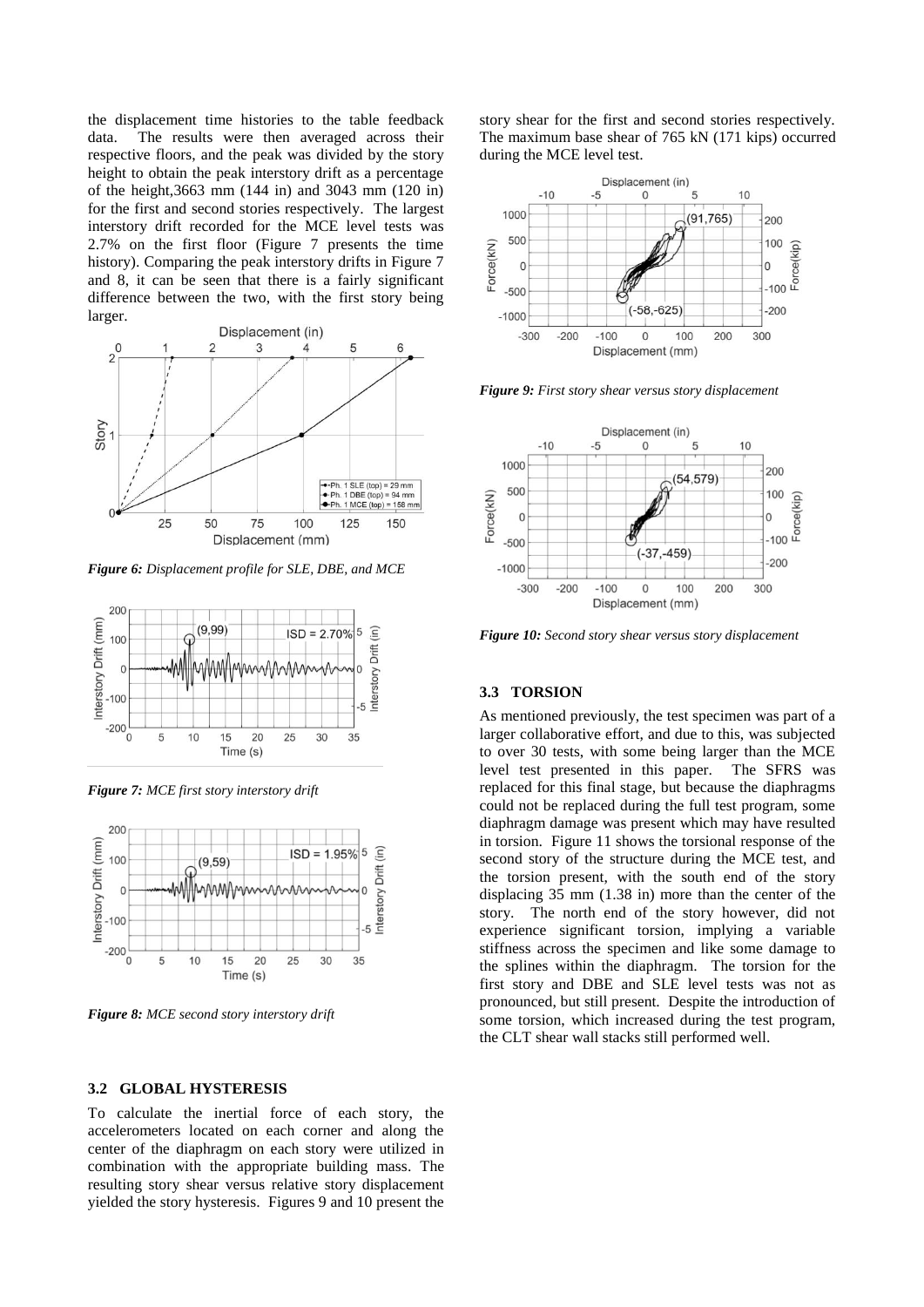the displacement time histories to the table feedback data. The results were then averaged across their respective floors, and the peak was divided by the story height to obtain the peak interstory drift as a percentage of the height,3663 mm (144 in) and 3043 mm (120 in) for the first and second stories respectively. The largest interstory drift recorded for the MCE level tests was 2.7% on the first floor (Figure 7 presents the time history). Comparing the peak interstory drifts in Figure 7 and 8, it can be seen that there is a fairly significant difference between the two, with the first story being larger.

*Figure 6: Displacement profile for SLE, DBE, and MCE*

*Figure 7: MCE first story interstory drift*

*Figure 8: MCE second story interstory drift*

### 3.2 GLOBAL HYSTERESIS

To calculate the inertial force of each story, the accelerometers located on each corner and along the center of the diaphragm on each story were utilized in combination with the appropriate building mass. The resulting story shear versus relative story displacement yielded the story hysteresis. Figures 9 and 10 present the story shear for the first and second stories respectively. The maximum base shear of 765 kN (171 kips) occurred during the MCE level test.

*Figure 9: First story shear versus story displacement*

*Figure 10: Second story shear versus story displacement*

### 3.3 TORSION

As mentioned previously, the test specimen was part of a larger collaborative effort, and due to this, was subjected to over 30 tests, with some being larger than the MCE level test presented in this paper. The SFRS was replaced for this final stage, but because the diaphragms could not be replaced during the full test program, some diaphragm damage was present which may have resulted in torsion. Figure 11 shows the torsional response of the second story of the structure during the MCE test, and the torsion present, with the south end of the story displacing 35 mm (1.38 in) more than the center of the story. The north end of the story however, did not experience significant torsion, implying a variable stiffness across the specimen and like some damage to the splines within the diaphragm. The torsion for the first story and DBE and SLE level tests was not as pronounced, but still present. Despite the introduction of some torsion, which increased during the test program, the CLT shear wall stacks still performed well.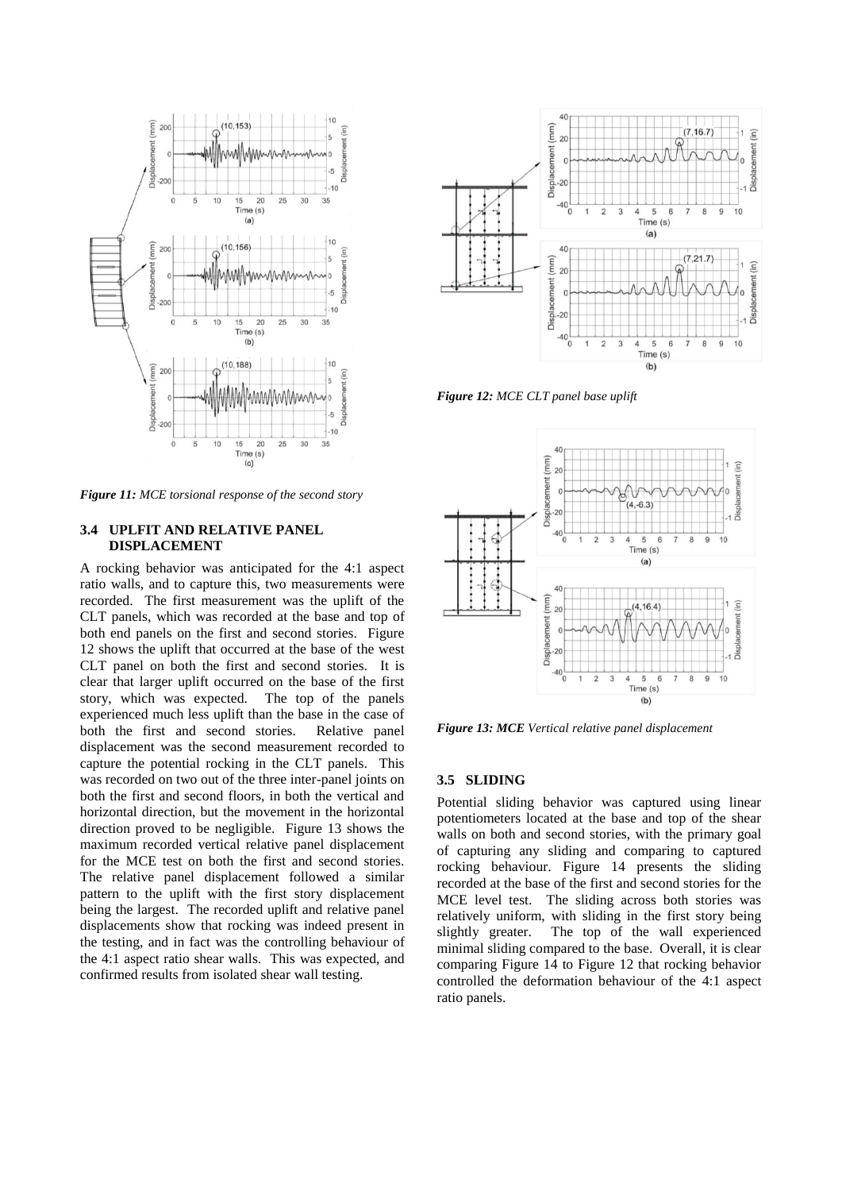*Figure 11: MCE torsional response of the second story*

### 3.4 UPLFIT AND RELATIVE PANEL DISPLACEMENT

A rocking behavior was anticipated for the 4:1 aspect ratio walls, and to capture this, two measurements were recorded. The first measurement was the uplift of the CLT panels, which was recorded at the base and top of both end panels on the first and second stories. Figure 12 shows the uplift that occurred at the base of the west CLT panel on both the first and second stories. It is clear that larger uplift occurred on the base of the first story, which was expected. The top of the panels experienced much less uplift than the base in the case of both the first and second stories. Relative panel displacement was the second measurement recorded to capture the potential rocking in the CLT panels. This was recorded on two out of the three inter-panel joints on both the first and second floors, in both the vertical and horizontal direction, but the movement in the horizontal direction proved to be negligible. Figure 13 shows the maximum recorded vertical relative panel displacement for the MCE test on both the first and second stories. The relative panel displacement followed a similar pattern to the uplift with the first story displacement being the largest. The recorded uplift and relative panel displacements show that rocking was indeed present in the testing, and in fact was the controlling behaviour of the 4:1 aspect ratio shear walls. This was expected, and confirmed results from isolated shear wall testing.

*Figure 12: MCE CLT panel base uplift*

*Figure 13: **MCE** Vertical relative panel displacement*

### 3.5 SLIDING

Potential sliding behavior was captured using linear potentiometers located at the base and top of the shear walls on both and second stories, with the primary goal of capturing any sliding and comparing to captured rocking behaviour. Figure 14 presents the sliding recorded at the base of the first and second stories for the MCE level test. The sliding across both stories was relatively uniform, with sliding in the first story being slightly greater. The top of the wall experienced minimal sliding compared to the base. Overall, it is clear comparing Figure 14 to Figure 12 that rocking behavior controlled the deformation behaviour of the 4:1 aspect ratio panels.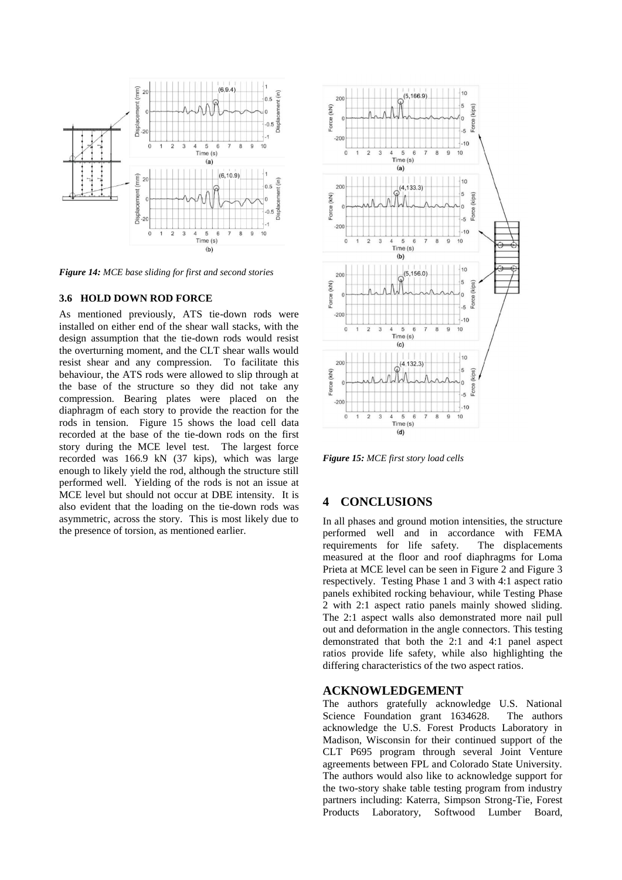*Figure 14: MCE base sliding for first and second stories*

### 3.6 HOLD DOWN ROD FORCE

As mentioned previously, ATS tie-down rods were installed on either end of the shear wall stacks, with the design assumption that the tie-down rods would resist the overturning moment, and the CLT shear walls would resist shear and any compression. To facilitate this behaviour, the ATS rods were allowed to slip through at the base of the structure so they did not take any compression. Bearing plates were placed on the diaphragm of each story to provide the reaction for the rods in tension. Figure 15 shows the load cell data recorded at the base of the tie-down rods on the first story during the MCE level test. The largest force recorded was 166.9 kN (37 kips), which was large enough to likely yield the rod, although the structure still performed well. Yielding of the rods is not an issue at MCE level but should not occur at DBE intensity. It is also evident that the loading on the tie-down rods was asymmetric, across the story. This is most likely due to the presence of torsion, as mentioned earlier.

*Figure 15: MCE first story load cells*

## 4 CONCLUSIONS

In all phases and ground motion intensities, the structure performed well and in accordance with FEMA requirements for life safety. The displacements measured at the floor and roof diaphragms for Loma Prieta at MCE level can be seen in Figure 2 and Figure 3 respectively. Testing Phase 1 and 3 with 4:1 aspect ratio panels exhibited rocking behaviour, while Testing Phase 2 with 2:1 aspect ratio panels mainly showed sliding. The 2:1 aspect walls also demonstrated more nail pull out and deformation in the angle connectors. This testing demonstrated that both the 2:1 and 4:1 panel aspect ratios provide life safety, while also highlighting the differing characteristics of the two aspect ratios.

## ACKNOWLEDGEMENT

The authors gratefully acknowledge U.S. National Science Foundation grant 1634628. The authors acknowledge the U.S. Forest Products Laboratory in Madison, Wisconsin for their continued support of the CLT P695 program through several Joint Venture agreements between FPL and Colorado State University. The authors would also like to acknowledge support for the two-story shake table testing program from industry partners including: Katerra, Simpson Strong-Tie, Forest Products Laboratory, Softwood Lumber Board,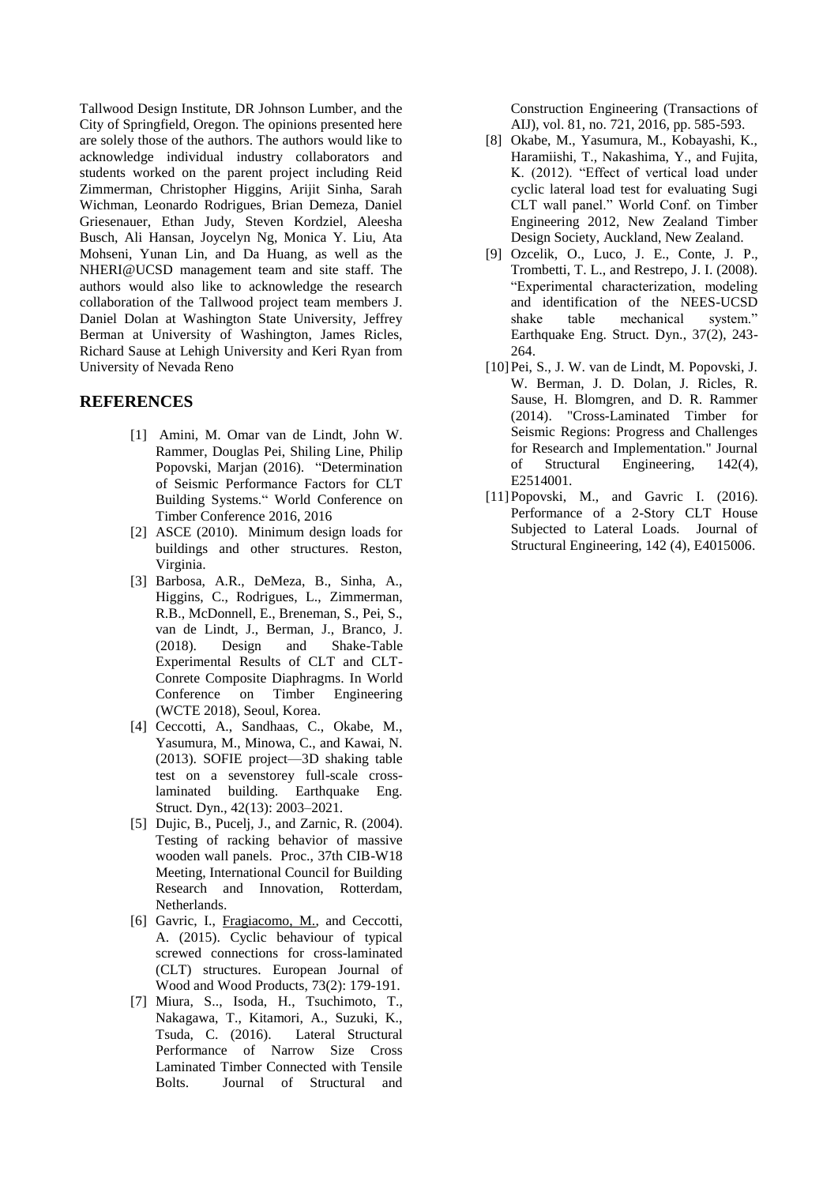Tallwood Design Institute, DR Johnson Lumber, and the City of Springfield, Oregon. The opinions presented here are solely those of the authors. The authors would like to acknowledge individual industry collaborators and students worked on the parent project including Reid Zimmerman, Christopher Higgins, Arijit Sinha, Sarah Wichman, Leonardo Rodrigues, Brian Demeza, Daniel Griesenauer, Ethan Judy, Steven Kordziel, Aleesha Busch, Ali Hansan, Joycelyn Ng, Monica Y. Liu, Ata Mohseni, Yunan Lin, and Da Huang, as well as the NHERI@UCSD management team and site staff. The authors would also like to acknowledge the research collaboration of the Tallwood project team members J. Daniel Dolan at Washington State University, Jeffrey Berman at University of Washington, James Ricles, Richard Sause at Lehigh University and Keri Ryan from University of Nevada Reno

## REFERENCES

[1] Amini, M. Omar van de Lindt, John W. Rammer, Douglas Pei, Shiling Line, Philip Popovski, Marjan (2016). "Determination of Seismic Performance Factors for CLT Building Systems." World Conference on Timber Conference 2016, 2016

[2] ASCE (2010). Minimum design loads for buildings and other structures. Reston, Virginia.

[3] Barbosa, A.R., DeMeza, B., Sinha, A., Higgins, C., Rodrigues, L., Zimmerman, R.B., McDonnell, E., Breneman, S., Pei, S., van de Lindt, J., Berman, J., Branco, J. (2018). Design and Shake-Table Experimental Results of CLT and CLT-Conrete Composite Diaphragms. In World Conference on Timber Engineering (WCTE 2018), Seoul, Korea.

[4] Ceccotti, A., Sandhaas, C., Okabe, M., Yasumura, M., Minowa, C., and Kawai, N. (2013). SOFIE project—3D shaking table test on a sevenstorey full-scale cross-laminated building. Earthquake Eng. Struct. Dyn., 42(13): 2003–2021.

[5] Dujic, B., Pucelj, J., and Zarnic, R. (2004). Testing of racking behavior of massive wooden wall panels. Proc., 37th CIB-W18 Meeting, International Council for Building Research and Innovation, Rotterdam, Netherlands.

[6] Gavric, I., Fragiacomo, M., and Ceccotti, A. (2015). Cyclic behaviour of typical screwed connections for cross-laminated (CLT) structures. European Journal of Wood and Wood Products, 73(2): 179-191.

[7] Miura, S.., Isoda, H., Tsuchimoto, T., Nakagawa, T., Kitamori, A., Suzuki, K., Tsuda, C. (2016). Lateral Structural Performance of Narrow Size Cross Laminated Timber Connected with Tensile Bolts. Journal of Structural and Construction Engineering (Transactions of AIJ), vol. 81, no. 721, 2016, pp. 585-593.

[8] Okabe, M., Yasumura, M., Kobayashi, K., Haramiishi, T., Nakashima, Y., and Fujita, K. (2012). "Effect of vertical load under cyclic lateral load test for evaluating Sugi CLT wall panel." World Conf. on Timber Engineering 2012, New Zealand Timber Design Society, Auckland, New Zealand.

[9] Ozcelik, O., Luco, J. E., Conte, J. P., Trombetti, T. L., and Restrepo, J. I. (2008). "Experimental characterization, modeling and identification of the NEES-UCSD shake table mechanical system." Earthquake Eng. Struct. Dyn., 37(2), 243-264.

[10] Pei, S., J. W. van de Lindt, M. Popovski, J. W. Berman, J. D. Dolan, J. Ricles, R. Sause, H. Blomgren, and D. R. Rammer (2014). "Cross-Laminated Timber for Seismic Regions: Progress and Challenges for Research and Implementation." Journal of Structural Engineering, 142(4), E2514001.

[11] Popovski, M., and Gavric I. (2016). Performance of a 2-Story CLT House Subjected to Lateral Loads. Journal of Structural Engineering, 142 (4), E4015006.